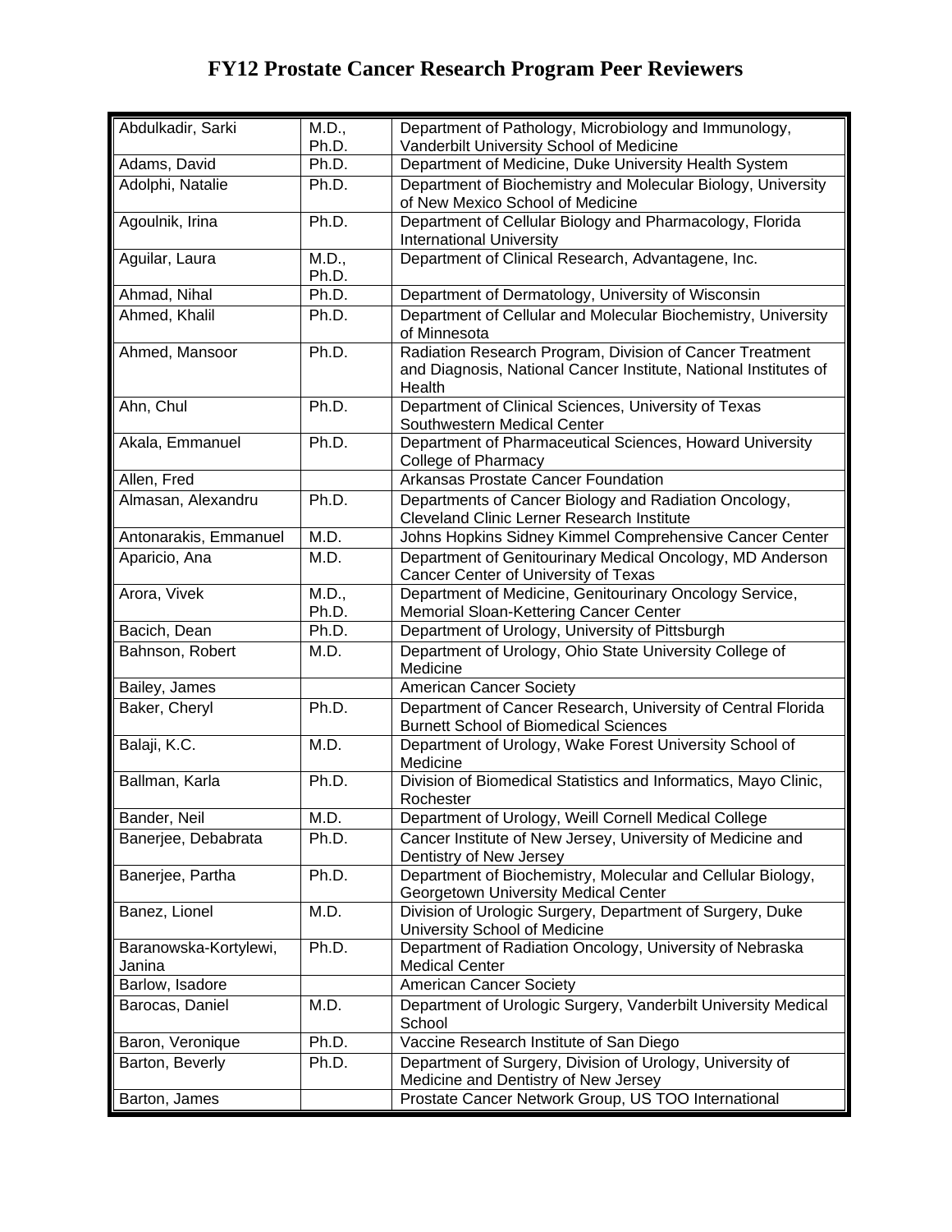# FY12 Prostate Cancer Research Program Peer Reviewers

| Name | Degree | Affiliation |
| --- | --- | --- |
| Abdulkadir, Sarki | M.D., Ph.D. | Department of Pathology, Microbiology and Immunology, Vanderbilt University School of Medicine |
| Adams, David | Ph.D. | Department of Medicine, Duke University Health System |
| Adolphi, Natalie | Ph.D. | Department of Biochemistry and Molecular Biology, University of New Mexico School of Medicine |
| Agoulnik, Irina | Ph.D. | Department of Cellular Biology and Pharmacology, Florida International University |
| Aguilar, Laura | M.D., Ph.D. | Department of Clinical Research, Advantagene, Inc. |
| Ahmad, Nihal | Ph.D. | Department of Dermatology, University of Wisconsin |
| Ahmed, Khalil | Ph.D. | Department of Cellular and Molecular Biochemistry, University of Minnesota |
| Ahmed, Mansoor | Ph.D. | Radiation Research Program, Division of Cancer Treatment and Diagnosis, National Cancer Institute, National Institutes of Health |
| Ahn, Chul | Ph.D. | Department of Clinical Sciences, University of Texas Southwestern Medical Center |
| Akala, Emmanuel | Ph.D. | Department of Pharmaceutical Sciences, Howard University College of Pharmacy |
| Allen, Fred | | Arkansas Prostate Cancer Foundation |
| Almasan, Alexandru | Ph.D. | Departments of Cancer Biology and Radiation Oncology, Cleveland Clinic Lerner Research Institute |
| Antonarakis, Emmanuel | M.D. | Johns Hopkins Sidney Kimmel Comprehensive Cancer Center |
| Aparicio, Ana | M.D. | Department of Genitourinary Medical Oncology, MD Anderson Cancer Center of University of Texas |
| Arora, Vivek | M.D., Ph.D. | Department of Medicine, Genitourinary Oncology Service, Memorial Sloan-Kettering Cancer Center |
| Bacich, Dean | Ph.D. | Department of Urology, University of Pittsburgh |
| Bahnson, Robert | M.D. | Department of Urology, Ohio State University College of Medicine |
| Bailey, James | | American Cancer Society |
| Baker, Cheryl | Ph.D. | Department of Cancer Research, University of Central Florida Burnett School of Biomedical Sciences |
| Balaji, K.C. | M.D. | Department of Urology, Wake Forest University School of Medicine |
| Ballman, Karla | Ph.D. | Division of Biomedical Statistics and Informatics, Mayo Clinic, Rochester |
| Bander, Neil | M.D. | Department of Urology, Weill Cornell Medical College |
| Banerjee, Debabrata | Ph.D. | Cancer Institute of New Jersey, University of Medicine and Dentistry of New Jersey |
| Banerjee, Partha | Ph.D. | Department of Biochemistry, Molecular and Cellular Biology, Georgetown University Medical Center |
| Banez, Lionel | M.D. | Division of Urologic Surgery, Department of Surgery, Duke University School of Medicine |
| Baranowska-Kortylewi, Janina | Ph.D. | Department of Radiation Oncology, University of Nebraska Medical Center |
| Barlow, Isadore | | American Cancer Society |
| Barocas, Daniel | M.D. | Department of Urologic Surgery, Vanderbilt University Medical School |
| Baron, Veronique | Ph.D. | Vaccine Research Institute of San Diego |
| Barton, Beverly | Ph.D. | Department of Surgery, Division of Urology, University of Medicine and Dentistry of New Jersey |
| Barton, James | | Prostate Cancer Network Group, US TOO International |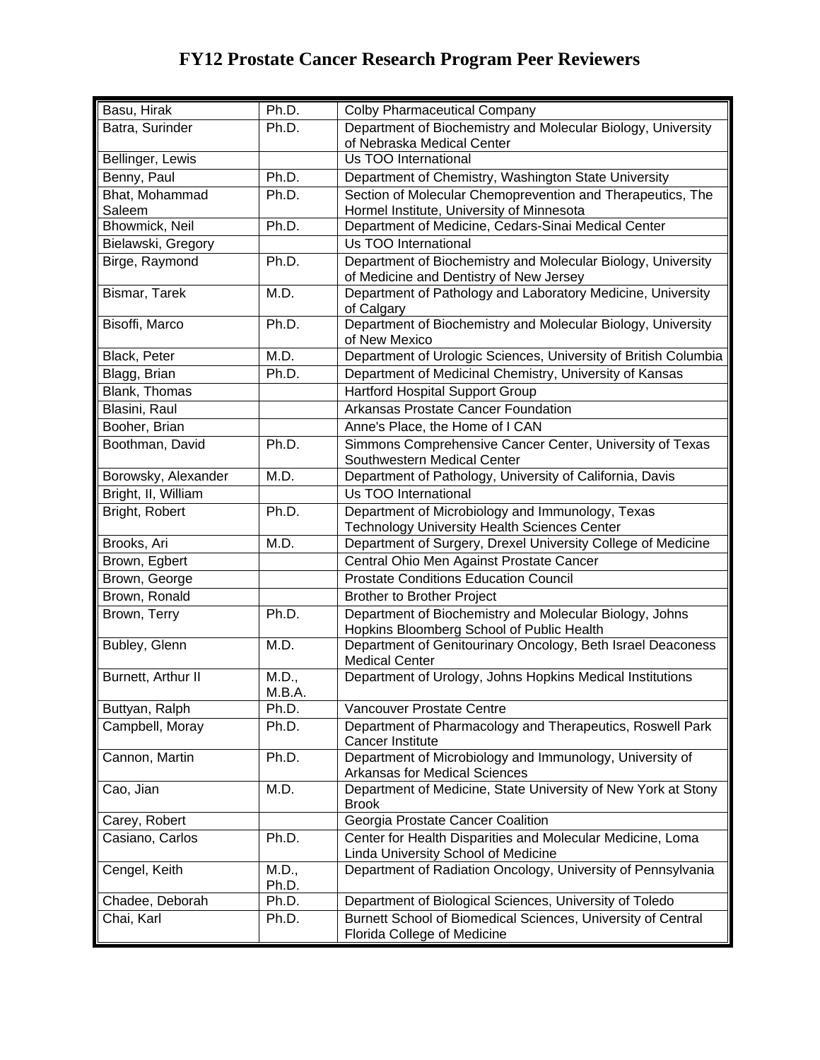# FY12 Prostate Cancer Research Program Peer Reviewers

| Name | Degree | Affiliation |
| --- | --- | --- |
| Basu, Hirak | Ph.D. | Colby Pharmaceutical Company |
| Batra, Surinder | Ph.D. | Department of Biochemistry and Molecular Biology, University of Nebraska Medical Center |
| Bellinger, Lewis | | Us TOO International |
| Benny, Paul | Ph.D. | Department of Chemistry, Washington State University |
| Bhat, Mohammad Saleem | Ph.D. | Section of Molecular Chemoprevention and Therapeutics, The Hormel Institute, University of Minnesota |
| Bhowmick, Neil | Ph.D. | Department of Medicine, Cedars-Sinai Medical Center |
| Bielawski, Gregory | | Us TOO International |
| Birge, Raymond | Ph.D. | Department of Biochemistry and Molecular Biology, University of Medicine and Dentistry of New Jersey |
| Bismar, Tarek | M.D. | Department of Pathology and Laboratory Medicine, University of Calgary |
| Bisoffi, Marco | Ph.D. | Department of Biochemistry and Molecular Biology, University of New Mexico |
| Black, Peter | M.D. | Department of Urologic Sciences, University of British Columbia |
| Blagg, Brian | Ph.D. | Department of Medicinal Chemistry, University of Kansas |
| Blank, Thomas | | Hartford Hospital Support Group |
| Blasini, Raul | | Arkansas Prostate Cancer Foundation |
| Booher, Brian | | Anne's Place, the Home of I CAN |
| Boothman, David | Ph.D. | Simmons Comprehensive Cancer Center, University of Texas Southwestern Medical Center |
| Borowsky, Alexander | M.D. | Department of Pathology, University of California, Davis |
| Bright, II, William | | Us TOO International |
| Bright, Robert | Ph.D. | Department of Microbiology and Immunology, Texas Technology University Health Sciences Center |
| Brooks, Ari | M.D. | Department of Surgery, Drexel University College of Medicine |
| Brown, Egbert | | Central Ohio Men Against Prostate Cancer |
| Brown, George | | Prostate Conditions Education Council |
| Brown, Ronald | | Brother to Brother Project |
| Brown, Terry | Ph.D. | Department of Biochemistry and Molecular Biology, Johns Hopkins Bloomberg School of Public Health |
| Bubley, Glenn | M.D. | Department of Genitourinary Oncology, Beth Israel Deaconess Medical Center |
| Burnett, Arthur II | M.D., M.B.A. | Department of Urology, Johns Hopkins Medical Institutions |
| Buttyan, Ralph | Ph.D. | Vancouver Prostate Centre |
| Campbell, Moray | Ph.D. | Department of Pharmacology and Therapeutics, Roswell Park Cancer Institute |
| Cannon, Martin | Ph.D. | Department of Microbiology and Immunology, University of Arkansas for Medical Sciences |
| Cao, Jian | M.D. | Department of Medicine, State University of New York at Stony Brook |
| Carey, Robert | | Georgia Prostate Cancer Coalition |
| Casiano, Carlos | Ph.D. | Center for Health Disparities and Molecular Medicine, Loma Linda University School of Medicine |
| Cengel, Keith | M.D., Ph.D. | Department of Radiation Oncology, University of Pennsylvania |
| Chadee, Deborah | Ph.D. | Department of Biological Sciences, University of Toledo |
| Chai, Karl | Ph.D. | Burnett School of Biomedical Sciences, University of Central Florida College of Medicine |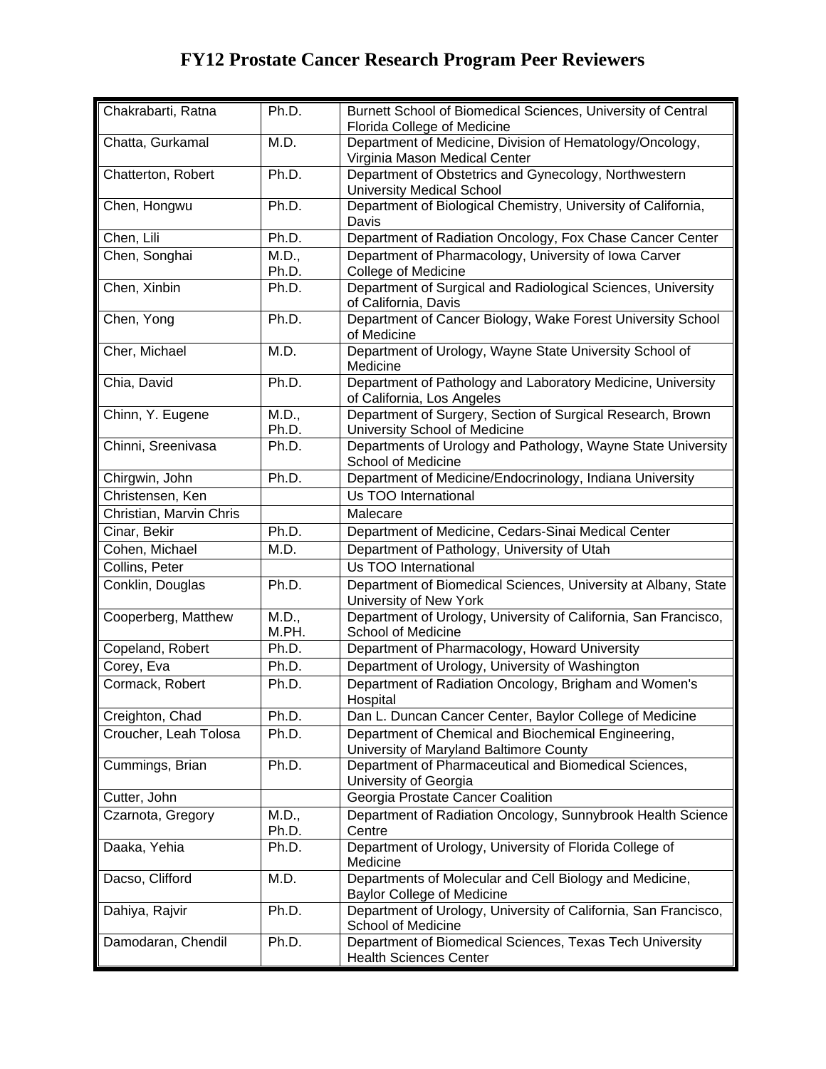# FY12 Prostate Cancer Research Program Peer Reviewers

| | | |
|---|---|---|
| Chakrabarti, Ratna | Ph.D. | Burnett School of Biomedical Sciences, University of Central Florida College of Medicine |
| Chatta, Gurkamal | M.D. | Department of Medicine, Division of Hematology/Oncology, Virginia Mason Medical Center |
| Chatterton, Robert | Ph.D. | Department of Obstetrics and Gynecology, Northwestern University Medical School |
| Chen, Hongwu | Ph.D. | Department of Biological Chemistry, University of California, Davis |
| Chen, Lili | Ph.D. | Department of Radiation Oncology, Fox Chase Cancer Center |
| Chen, Songhai | M.D., Ph.D. | Department of Pharmacology, University of Iowa Carver College of Medicine |
| Chen, Xinbin | Ph.D. | Department of Surgical and Radiological Sciences, University of California, Davis |
| Chen, Yong | Ph.D. | Department of Cancer Biology, Wake Forest University School of Medicine |
| Cher, Michael | M.D. | Department of Urology, Wayne State University School of Medicine |
| Chia, David | Ph.D. | Department of Pathology and Laboratory Medicine, University of California, Los Angeles |
| Chinn, Y. Eugene | M.D., Ph.D. | Department of Surgery, Section of Surgical Research, Brown University School of Medicine |
| Chinni, Sreenivasa | Ph.D. | Departments of Urology and Pathology, Wayne State University School of Medicine |
| Chirgwin, John | Ph.D. | Department of Medicine/Endocrinology, Indiana University |
| Christensen, Ken | | Us TOO International |
| Christian, Marvin Chris | | Malecare |
| Cinar, Bekir | Ph.D. | Department of Medicine, Cedars-Sinai Medical Center |
| Cohen, Michael | M.D. | Department of Pathology, University of Utah |
| Collins, Peter | | Us TOO International |
| Conklin, Douglas | Ph.D. | Department of Biomedical Sciences, University at Albany, State University of New York |
| Cooperberg, Matthew | M.D., M.PH. | Department of Urology, University of California, San Francisco, School of Medicine |
| Copeland, Robert | Ph.D. | Department of Pharmacology, Howard University |
| Corey, Eva | Ph.D. | Department of Urology, University of Washington |
| Cormack, Robert | Ph.D. | Department of Radiation Oncology, Brigham and Women's Hospital |
| Creighton, Chad | Ph.D. | Dan L. Duncan Cancer Center, Baylor College of Medicine |
| Croucher, Leah Tolosa | Ph.D. | Department of Chemical and Biochemical Engineering, University of Maryland Baltimore County |
| Cummings, Brian | Ph.D. | Department of Pharmaceutical and Biomedical Sciences, University of Georgia |
| Cutter, John | | Georgia Prostate Cancer Coalition |
| Czarnota, Gregory | M.D., Ph.D. | Department of Radiation Oncology, Sunnybrook Health Science Centre |
| Daaka, Yehia | Ph.D. | Department of Urology, University of Florida College of Medicine |
| Dacso, Clifford | M.D. | Departments of Molecular and Cell Biology and Medicine, Baylor College of Medicine |
| Dahiya, Rajvir | Ph.D. | Department of Urology, University of California, San Francisco, School of Medicine |
| Damodaran, Chendil | Ph.D. | Department of Biomedical Sciences, Texas Tech University Health Sciences Center |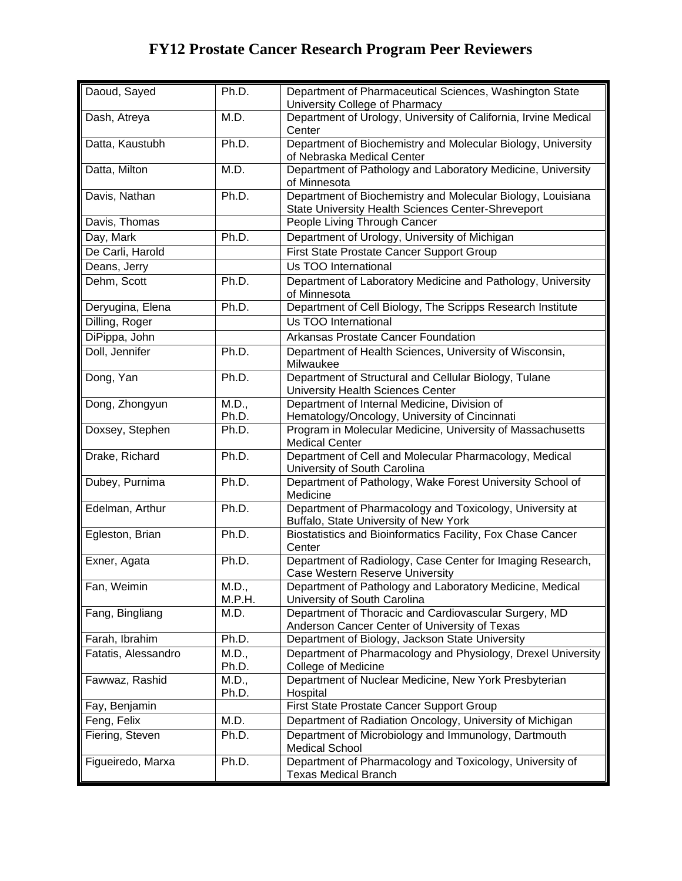# FY12 Prostate Cancer Research Program Peer Reviewers

| | | |
|---|---|---|
| Daoud, Sayed | Ph.D. | Department of Pharmaceutical Sciences, Washington State University College of Pharmacy |
| Dash, Atreya | M.D. | Department of Urology, University of California, Irvine Medical Center |
| Datta, Kaustubh | Ph.D. | Department of Biochemistry and Molecular Biology, University of Nebraska Medical Center |
| Datta, Milton | M.D. | Department of Pathology and Laboratory Medicine, University of Minnesota |
| Davis, Nathan | Ph.D. | Department of Biochemistry and Molecular Biology, Louisiana State University Health Sciences Center-Shreveport |
| Davis, Thomas | | People Living Through Cancer |
| Day, Mark | Ph.D. | Department of Urology, University of Michigan |
| De Carli, Harold | | First State Prostate Cancer Support Group |
| Deans, Jerry | | Us TOO International |
| Dehm, Scott | Ph.D. | Department of Laboratory Medicine and Pathology, University of Minnesota |
| Deryugina, Elena | Ph.D. | Department of Cell Biology, The Scripps Research Institute |
| Dilling, Roger | | Us TOO International |
| DiPippa, John | | Arkansas Prostate Cancer Foundation |
| Doll, Jennifer | Ph.D. | Department of Health Sciences, University of Wisconsin, Milwaukee |
| Dong, Yan | Ph.D. | Department of Structural and Cellular Biology, Tulane University Health Sciences Center |
| Dong, Zhongyun | M.D., Ph.D. | Department of Internal Medicine, Division of Hematology/Oncology, University of Cincinnati |
| Doxsey, Stephen | Ph.D. | Program in Molecular Medicine, University of Massachusetts Medical Center |
| Drake, Richard | Ph.D. | Department of Cell and Molecular Pharmacology, Medical University of South Carolina |
| Dubey, Purnima | Ph.D. | Department of Pathology, Wake Forest University School of Medicine |
| Edelman, Arthur | Ph.D. | Department of Pharmacology and Toxicology, University at Buffalo, State University of New York |
| Egleston, Brian | Ph.D. | Biostatistics and Bioinformatics Facility, Fox Chase Cancer Center |
| Exner, Agata | Ph.D. | Department of Radiology, Case Center for Imaging Research, Case Western Reserve University |
| Fan, Weimin | M.D., M.P.H. | Department of Pathology and Laboratory Medicine, Medical University of South Carolina |
| Fang, Bingliang | M.D. | Department of Thoracic and Cardiovascular Surgery, MD Anderson Cancer Center of University of Texas |
| Farah, Ibrahim | Ph.D. | Department of Biology, Jackson State University |
| Fatatis, Alessandro | M.D., Ph.D. | Department of Pharmacology and Physiology, Drexel University College of Medicine |
| Fawwaz, Rashid | M.D., Ph.D. | Department of Nuclear Medicine, New York Presbyterian Hospital |
| Fay, Benjamin | | First State Prostate Cancer Support Group |
| Feng, Felix | M.D. | Department of Radiation Oncology, University of Michigan |
| Fiering, Steven | Ph.D. | Department of Microbiology and Immunology, Dartmouth Medical School |
| Figueiredo, Marxa | Ph.D. | Department of Pharmacology and Toxicology, University of Texas Medical Branch |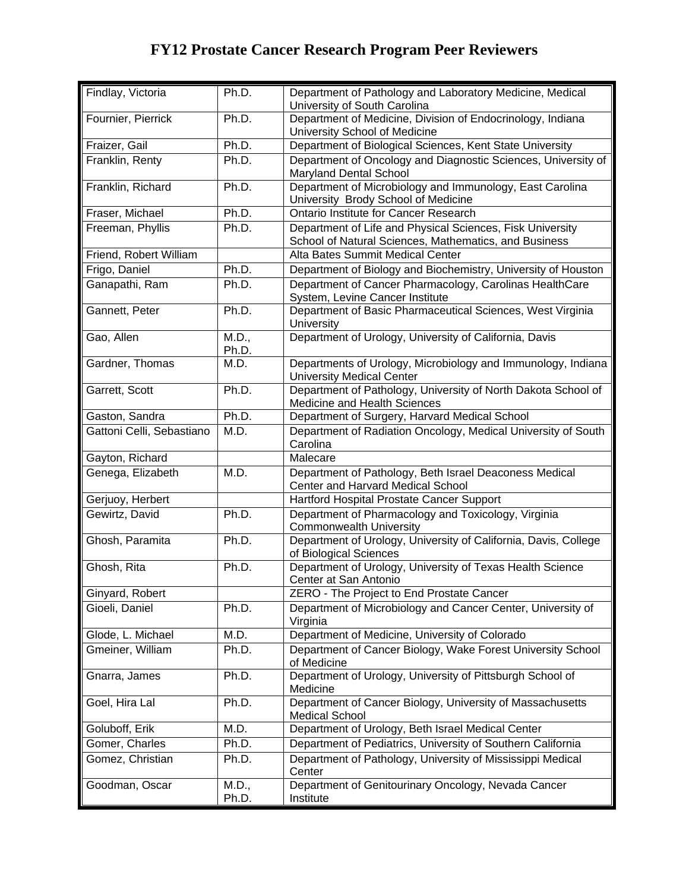# FY12 Prostate Cancer Research Program Peer Reviewers

| | | |
|---|---|---|
| Findlay, Victoria | Ph.D. | Department of Pathology and Laboratory Medicine, Medical University of South Carolina |
| Fournier, Pierrick | Ph.D. | Department of Medicine, Division of Endocrinology, Indiana University School of Medicine |
| Fraizer, Gail | Ph.D. | Department of Biological Sciences, Kent State University |
| Franklin, Renty | Ph.D. | Department of Oncology and Diagnostic Sciences, University of Maryland Dental School |
| Franklin, Richard | Ph.D. | Department of Microbiology and Immunology, East Carolina University Brody School of Medicine |
| Fraser, Michael | Ph.D. | Ontario Institute for Cancer Research |
| Freeman, Phyllis | Ph.D. | Department of Life and Physical Sciences, Fisk University School of Natural Sciences, Mathematics, and Business |
| Friend, Robert William | | Alta Bates Summit Medical Center |
| Frigo, Daniel | Ph.D. | Department of Biology and Biochemistry, University of Houston |
| Ganapathi, Ram | Ph.D. | Department of Cancer Pharmacology, Carolinas HealthCare System, Levine Cancer Institute |
| Gannett, Peter | Ph.D. | Department of Basic Pharmaceutical Sciences, West Virginia University |
| Gao, Allen | M.D., Ph.D. | Department of Urology, University of California, Davis |
| Gardner, Thomas | M.D. | Departments of Urology, Microbiology and Immunology, Indiana University Medical Center |
| Garrett, Scott | Ph.D. | Department of Pathology, University of North Dakota School of Medicine and Health Sciences |
| Gaston, Sandra | Ph.D. | Department of Surgery, Harvard Medical School |
| Gattoni Celli, Sebastiano | M.D. | Department of Radiation Oncology, Medical University of South Carolina |
| Gayton, Richard | | Malecare |
| Genega, Elizabeth | M.D. | Department of Pathology, Beth Israel Deaconess Medical Center and Harvard Medical School |
| Gerjuoy, Herbert | | Hartford Hospital Prostate Cancer Support |
| Gewirtz, David | Ph.D. | Department of Pharmacology and Toxicology, Virginia Commonwealth University |
| Ghosh, Paramita | Ph.D. | Department of Urology, University of California, Davis, College of Biological Sciences |
| Ghosh, Rita | Ph.D. | Department of Urology, University of Texas Health Science Center at San Antonio |
| Ginyard, Robert | | ZERO - The Project to End Prostate Cancer |
| Gioeli, Daniel | Ph.D. | Department of Microbiology and Cancer Center, University of Virginia |
| Glode, L. Michael | M.D. | Department of Medicine, University of Colorado |
| Gmeiner, William | Ph.D. | Department of Cancer Biology, Wake Forest University School of Medicine |
| Gnarra, James | Ph.D. | Department of Urology, University of Pittsburgh School of Medicine |
| Goel, Hira Lal | Ph.D. | Department of Cancer Biology, University of Massachusetts Medical School |
| Goluboff, Erik | M.D. | Department of Urology, Beth Israel Medical Center |
| Gomer, Charles | Ph.D. | Department of Pediatrics, University of Southern California |
| Gomez, Christian | Ph.D. | Department of Pathology, University of Mississippi Medical Center |
| Goodman, Oscar | M.D., Ph.D. | Department of Genitourinary Oncology, Nevada Cancer Institute |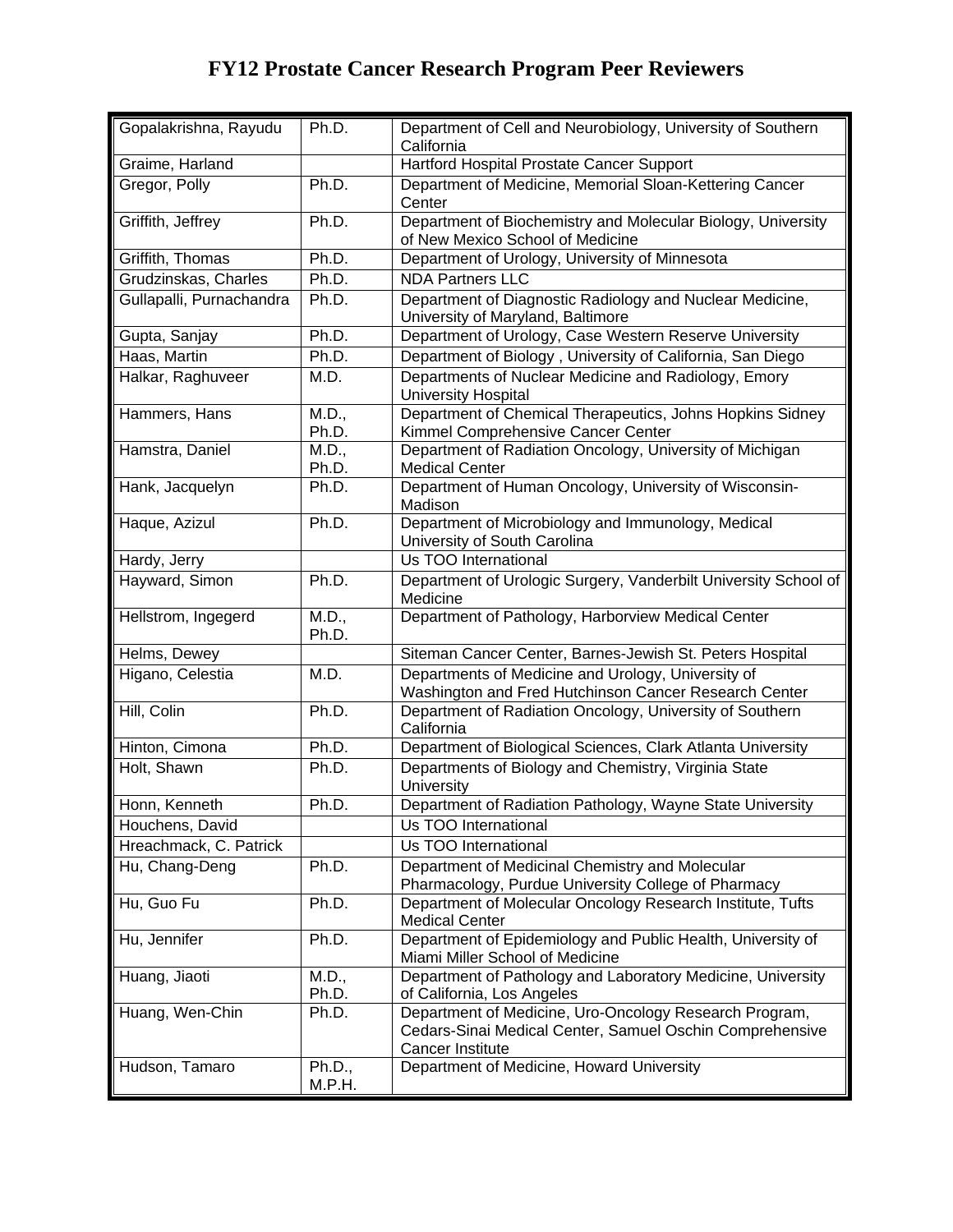# FY12 Prostate Cancer Research Program Peer Reviewers

| | | |
|---|---|---|
| Gopalakrishna, Rayudu | Ph.D. | Department of Cell and Neurobiology, University of Southern California |
| Graime, Harland | | Hartford Hospital Prostate Cancer Support |
| Gregor, Polly | Ph.D. | Department of Medicine, Memorial Sloan-Kettering Cancer Center |
| Griffith, Jeffrey | Ph.D. | Department of Biochemistry and Molecular Biology, University of New Mexico School of Medicine |
| Griffith, Thomas | Ph.D. | Department of Urology, University of Minnesota |
| Grudzinskas, Charles | Ph.D. | NDA Partners LLC |
| Gullapalli, Purnachandra | Ph.D. | Department of Diagnostic Radiology and Nuclear Medicine, University of Maryland, Baltimore |
| Gupta, Sanjay | Ph.D. | Department of Urology, Case Western Reserve University |
| Haas, Martin | Ph.D. | Department of Biology , University of California, San Diego |
| Halkar, Raghuveer | M.D. | Departments of Nuclear Medicine and Radiology, Emory University Hospital |
| Hammers, Hans | M.D., Ph.D. | Department of Chemical Therapeutics, Johns Hopkins Sidney Kimmel Comprehensive Cancer Center |
| Hamstra, Daniel | M.D., Ph.D. | Department of Radiation Oncology, University of Michigan Medical Center |
| Hank, Jacquelyn | Ph.D. | Department of Human Oncology, University of Wisconsin-Madison |
| Haque, Azizul | Ph.D. | Department of Microbiology and Immunology, Medical University of South Carolina |
| Hardy, Jerry | | Us TOO International |
| Hayward, Simon | Ph.D. | Department of Urologic Surgery, Vanderbilt University School of Medicine |
| Hellstrom, Ingegerd | M.D., Ph.D. | Department of Pathology, Harborview Medical Center |
| Helms, Dewey | | Siteman Cancer Center, Barnes-Jewish St. Peters Hospital |
| Higano, Celestia | M.D. | Departments of Medicine and Urology, University of Washington and Fred Hutchinson Cancer Research Center |
| Hill, Colin | Ph.D. | Department of Radiation Oncology, University of Southern California |
| Hinton, Cimona | Ph.D. | Department of Biological Sciences, Clark Atlanta University |
| Holt, Shawn | Ph.D. | Departments of Biology and Chemistry, Virginia State University |
| Honn, Kenneth | Ph.D. | Department of Radiation Pathology, Wayne State University |
| Houchens, David | | Us TOO International |
| Hreachmack, C. Patrick | | Us TOO International |
| Hu, Chang-Deng | Ph.D. | Department of Medicinal Chemistry and Molecular Pharmacology, Purdue University College of Pharmacy |
| Hu, Guo Fu | Ph.D. | Department of Molecular Oncology Research Institute, Tufts Medical Center |
| Hu, Jennifer | Ph.D. | Department of Epidemiology and Public Health, University of Miami Miller School of Medicine |
| Huang, Jiaoti | M.D., Ph.D. | Department of Pathology and Laboratory Medicine, University of California, Los Angeles |
| Huang, Wen-Chin | Ph.D. | Department of Medicine, Uro-Oncology Research Program, Cedars-Sinai Medical Center, Samuel Oschin Comprehensive Cancer Institute |
| Hudson, Tamaro | Ph.D., M.P.H. | Department of Medicine, Howard University |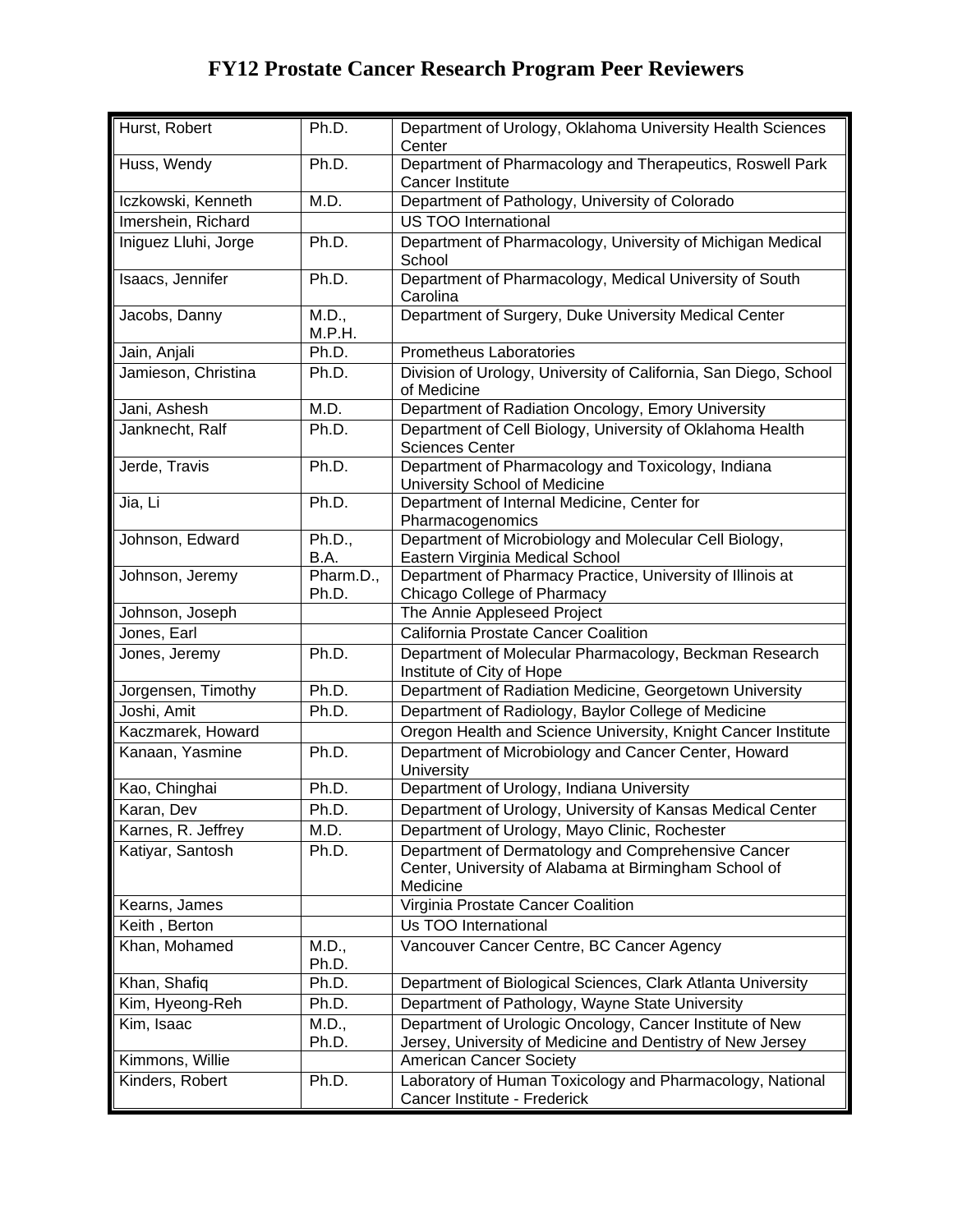# FY12 Prostate Cancer Research Program Peer Reviewers

| | | |
|---|---|---|
| Hurst, Robert | Ph.D. | Department of Urology, Oklahoma University Health Sciences Center |
| Huss, Wendy | Ph.D. | Department of Pharmacology and Therapeutics, Roswell Park Cancer Institute |
| Iczkowski, Kenneth | M.D. | Department of Pathology, University of Colorado |
| Imershein, Richard | | US TOO International |
| Iniguez Lluhi, Jorge | Ph.D. | Department of Pharmacology, University of Michigan Medical School |
| Isaacs, Jennifer | Ph.D. | Department of Pharmacology, Medical University of South Carolina |
| Jacobs, Danny | M.D., M.P.H. | Department of Surgery, Duke University Medical Center |
| Jain, Anjali | Ph.D. | Prometheus Laboratories |
| Jamieson, Christina | Ph.D. | Division of Urology, University of California, San Diego, School of Medicine |
| Jani, Ashesh | M.D. | Department of Radiation Oncology, Emory University |
| Janknecht, Ralf | Ph.D. | Department of Cell Biology, University of Oklahoma Health Sciences Center |
| Jerde, Travis | Ph.D. | Department of Pharmacology and Toxicology, Indiana University School of Medicine |
| Jia, Li | Ph.D. | Department of Internal Medicine, Center for Pharmacogenomics |
| Johnson, Edward | Ph.D., B.A. | Department of Microbiology and Molecular Cell Biology, Eastern Virginia Medical School |
| Johnson, Jeremy | Pharm.D., Ph.D. | Department of Pharmacy Practice, University of Illinois at Chicago College of Pharmacy |
| Johnson, Joseph | | The Annie Appleseed Project |
| Jones, Earl | | California Prostate Cancer Coalition |
| Jones, Jeremy | Ph.D. | Department of Molecular Pharmacology, Beckman Research Institute of City of Hope |
| Jorgensen, Timothy | Ph.D. | Department of Radiation Medicine, Georgetown University |
| Joshi, Amit | Ph.D. | Department of Radiology, Baylor College of Medicine |
| Kaczmarek, Howard | | Oregon Health and Science University, Knight Cancer Institute |
| Kanaan, Yasmine | Ph.D. | Department of Microbiology and Cancer Center, Howard University |
| Kao, Chinghai | Ph.D. | Department of Urology, Indiana University |
| Karan, Dev | Ph.D. | Department of Urology, University of Kansas Medical Center |
| Karnes, R. Jeffrey | M.D. | Department of Urology, Mayo Clinic, Rochester |
| Katiyar, Santosh | Ph.D. | Department of Dermatology and Comprehensive Cancer Center, University of Alabama at Birmingham School of Medicine |
| Kearns, James | | Virginia Prostate Cancer Coalition |
| Keith , Berton | | Us TOO International |
| Khan, Mohamed | M.D., Ph.D. | Vancouver Cancer Centre, BC Cancer Agency |
| Khan, Shafiq | Ph.D. | Department of Biological Sciences, Clark Atlanta University |
| Kim, Hyeong-Reh | Ph.D. | Department of Pathology, Wayne State University |
| Kim, Isaac | M.D., Ph.D. | Department of Urologic Oncology, Cancer Institute of New Jersey, University of Medicine and Dentistry of New Jersey |
| Kimmons, Willie | | American Cancer Society |
| Kinders, Robert | Ph.D. | Laboratory of Human Toxicology and Pharmacology, National Cancer Institute - Frederick |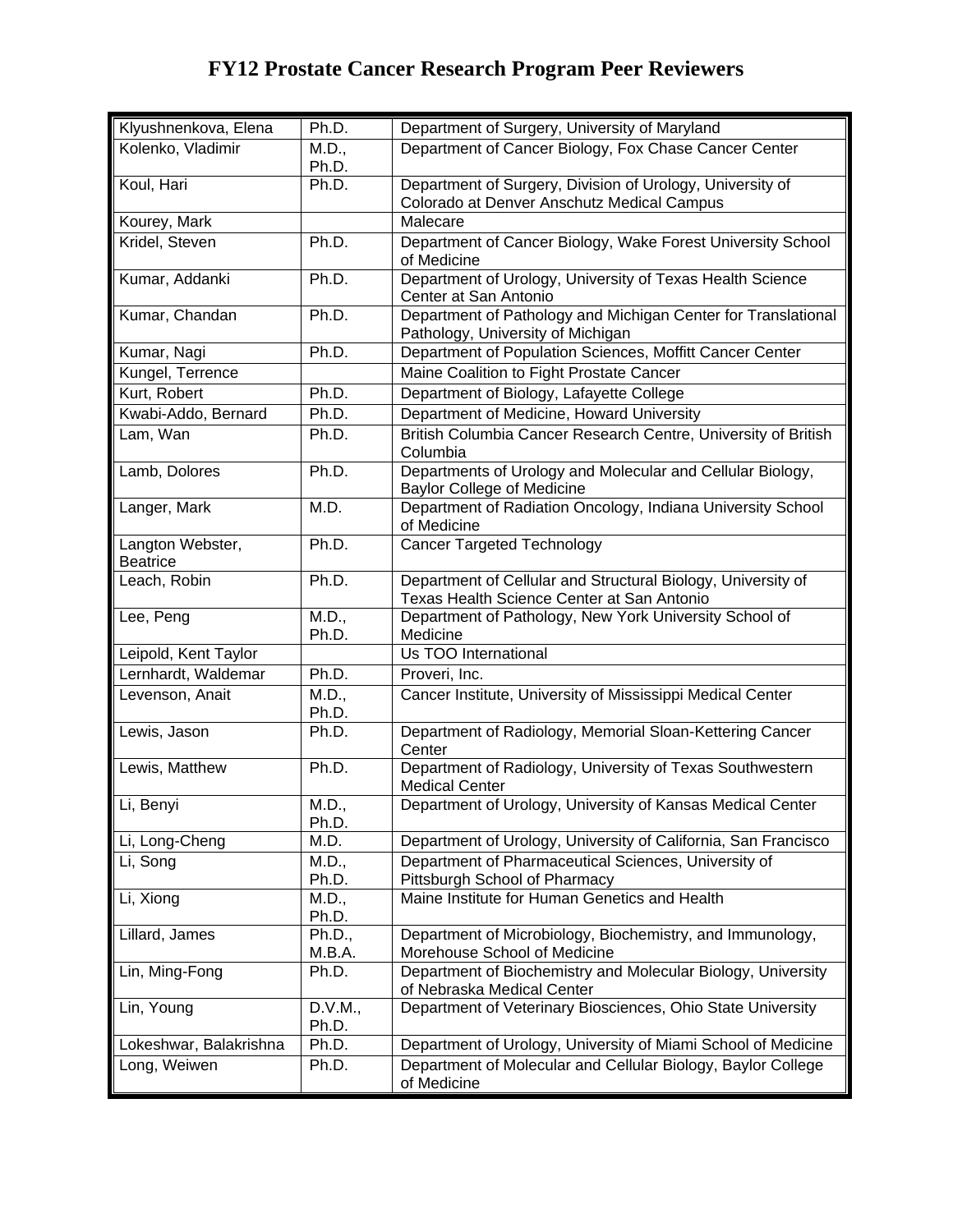# FY12 Prostate Cancer Research Program Peer Reviewers

| Name | Degree | Affiliation |
|---|---|---|
| Klyushnenkova, Elena | Ph.D. | Department of Surgery, University of Maryland |
| Kolenko, Vladimir | M.D., Ph.D. | Department of Cancer Biology, Fox Chase Cancer Center |
| Koul, Hari | Ph.D. | Department of Surgery, Division of Urology, University of Colorado at Denver Anschutz Medical Campus |
| Kourey, Mark | | Malecare |
| Kridel, Steven | Ph.D. | Department of Cancer Biology, Wake Forest University School of Medicine |
| Kumar, Addanki | Ph.D. | Department of Urology, University of Texas Health Science Center at San Antonio |
| Kumar, Chandan | Ph.D. | Department of Pathology and Michigan Center for Translational Pathology, University of Michigan |
| Kumar, Nagi | Ph.D. | Department of Population Sciences, Moffitt Cancer Center |
| Kungel, Terrence | | Maine Coalition to Fight Prostate Cancer |
| Kurt, Robert | Ph.D. | Department of Biology, Lafayette College |
| Kwabi-Addo, Bernard | Ph.D. | Department of Medicine, Howard University |
| Lam, Wan | Ph.D. | British Columbia Cancer Research Centre, University of British Columbia |
| Lamb, Dolores | Ph.D. | Departments of Urology and Molecular and Cellular Biology, Baylor College of Medicine |
| Langer, Mark | M.D. | Department of Radiation Oncology, Indiana University School of Medicine |
| Langton Webster, Beatrice | Ph.D. | Cancer Targeted Technology |
| Leach, Robin | Ph.D. | Department of Cellular and Structural Biology, University of Texas Health Science Center at San Antonio |
| Lee, Peng | M.D., Ph.D. | Department of Pathology, New York University School of Medicine |
| Leipold, Kent Taylor | | Us TOO International |
| Lernhardt, Waldemar | Ph.D. | Proveri, Inc. |
| Levenson, Anait | M.D., Ph.D. | Cancer Institute, University of Mississippi Medical Center |
| Lewis, Jason | Ph.D. | Department of Radiology, Memorial Sloan-Kettering Cancer Center |
| Lewis, Matthew | Ph.D. | Department of Radiology, University of Texas Southwestern Medical Center |
| Li, Benyi | M.D., Ph.D. | Department of Urology, University of Kansas Medical Center |
| Li, Long-Cheng | M.D. | Department of Urology, University of California, San Francisco |
| Li, Song | M.D., Ph.D. | Department of Pharmaceutical Sciences, University of Pittsburgh School of Pharmacy |
| Li, Xiong | M.D., Ph.D. | Maine Institute for Human Genetics and Health |
| Lillard, James | Ph.D., M.B.A. | Department of Microbiology, Biochemistry, and Immunology, Morehouse School of Medicine |
| Lin, Ming-Fong | Ph.D. | Department of Biochemistry and Molecular Biology, University of Nebraska Medical Center |
| Lin, Young | D.V.M., Ph.D. | Department of Veterinary Biosciences, Ohio State University |
| Lokeshwar, Balakrishna | Ph.D. | Department of Urology, University of Miami School of Medicine |
| Long, Weiwen | Ph.D. | Department of Molecular and Cellular Biology, Baylor College of Medicine |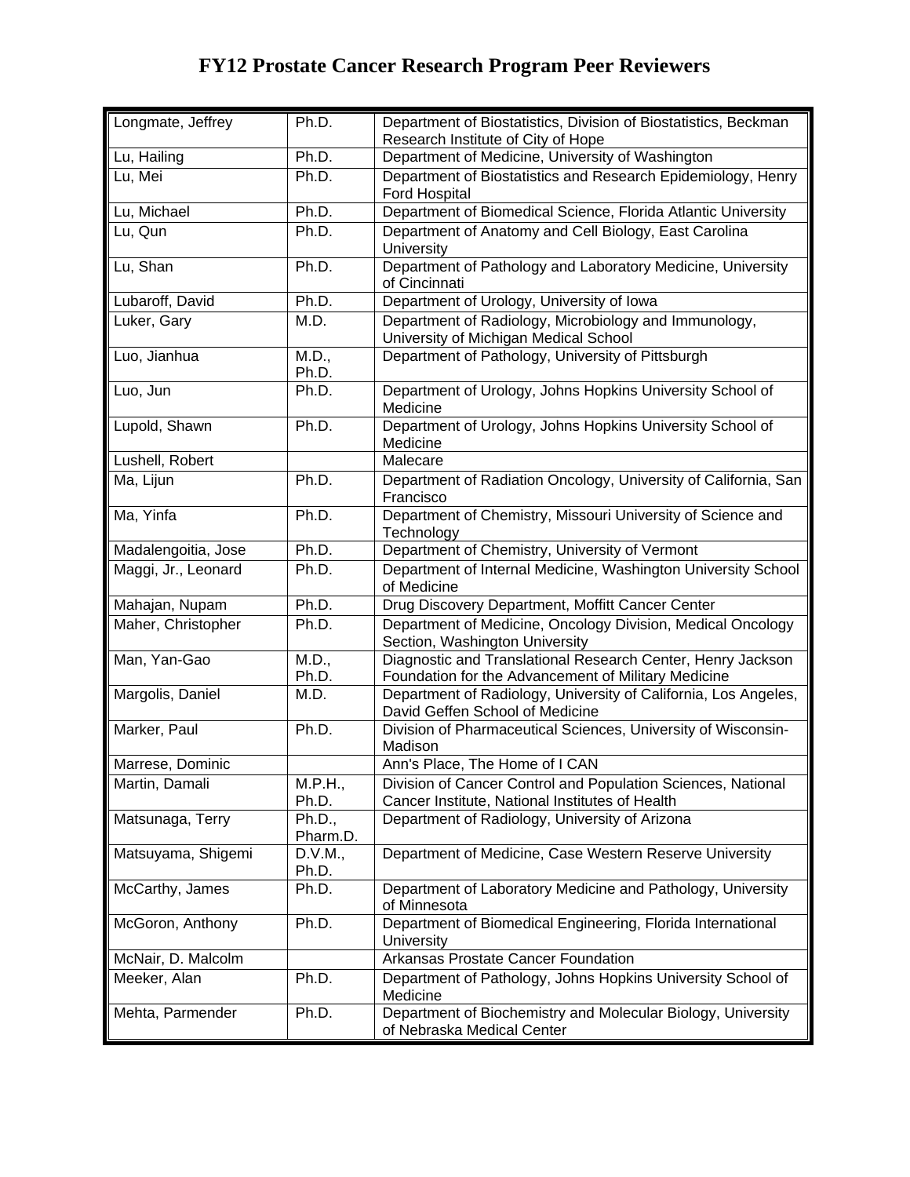# FY12 Prostate Cancer Research Program Peer Reviewers

| | | |
|---|---|---|
| Longmate, Jeffrey | Ph.D. | Department of Biostatistics, Division of Biostatistics, Beckman Research Institute of City of Hope |
| Lu, Hailing | Ph.D. | Department of Medicine, University of Washington |
| Lu, Mei | Ph.D. | Department of Biostatistics and Research Epidemiology, Henry Ford Hospital |
| Lu, Michael | Ph.D. | Department of Biomedical Science, Florida Atlantic University |
| Lu, Qun | Ph.D. | Department of Anatomy and Cell Biology, East Carolina University |
| Lu, Shan | Ph.D. | Department of Pathology and Laboratory Medicine, University of Cincinnati |
| Lubaroff, David | Ph.D. | Department of Urology, University of Iowa |
| Luker, Gary | M.D. | Department of Radiology, Microbiology and Immunology, University of Michigan Medical School |
| Luo, Jianhua | M.D., Ph.D. | Department of Pathology, University of Pittsburgh |
| Luo, Jun | Ph.D. | Department of Urology, Johns Hopkins University School of Medicine |
| Lupold, Shawn | Ph.D. | Department of Urology, Johns Hopkins University School of Medicine |
| Lushell, Robert | | Malecare |
| Ma, Lijun | Ph.D. | Department of Radiation Oncology, University of California, San Francisco |
| Ma, Yinfa | Ph.D. | Department of Chemistry, Missouri University of Science and Technology |
| Madalengoitia, Jose | Ph.D. | Department of Chemistry, University of Vermont |
| Maggi, Jr., Leonard | Ph.D. | Department of Internal Medicine, Washington University School of Medicine |
| Mahajan, Nupam | Ph.D. | Drug Discovery Department, Moffitt Cancer Center |
| Maher, Christopher | Ph.D. | Department of Medicine, Oncology Division, Medical Oncology Section, Washington University |
| Man, Yan-Gao | M.D., Ph.D. | Diagnostic and Translational Research Center, Henry Jackson Foundation for the Advancement of Military Medicine |
| Margolis, Daniel | M.D. | Department of Radiology, University of California, Los Angeles, David Geffen School of Medicine |
| Marker, Paul | Ph.D. | Division of Pharmaceutical Sciences, University of Wisconsin-Madison |
| Marrese, Dominic | | Ann's Place, The Home of I CAN |
| Martin, Damali | M.P.H., Ph.D. | Division of Cancer Control and Population Sciences, National Cancer Institute, National Institutes of Health |
| Matsunaga, Terry | Ph.D., Pharm.D. | Department of Radiology, University of Arizona |
| Matsuyama, Shigemi | D.V.M., Ph.D. | Department of Medicine, Case Western Reserve University |
| McCarthy, James | Ph.D. | Department of Laboratory Medicine and Pathology, University of Minnesota |
| McGoron, Anthony | Ph.D. | Department of Biomedical Engineering, Florida International University |
| McNair, D. Malcolm | | Arkansas Prostate Cancer Foundation |
| Meeker, Alan | Ph.D. | Department of Pathology, Johns Hopkins University School of Medicine |
| Mehta, Parmender | Ph.D. | Department of Biochemistry and Molecular Biology, University of Nebraska Medical Center |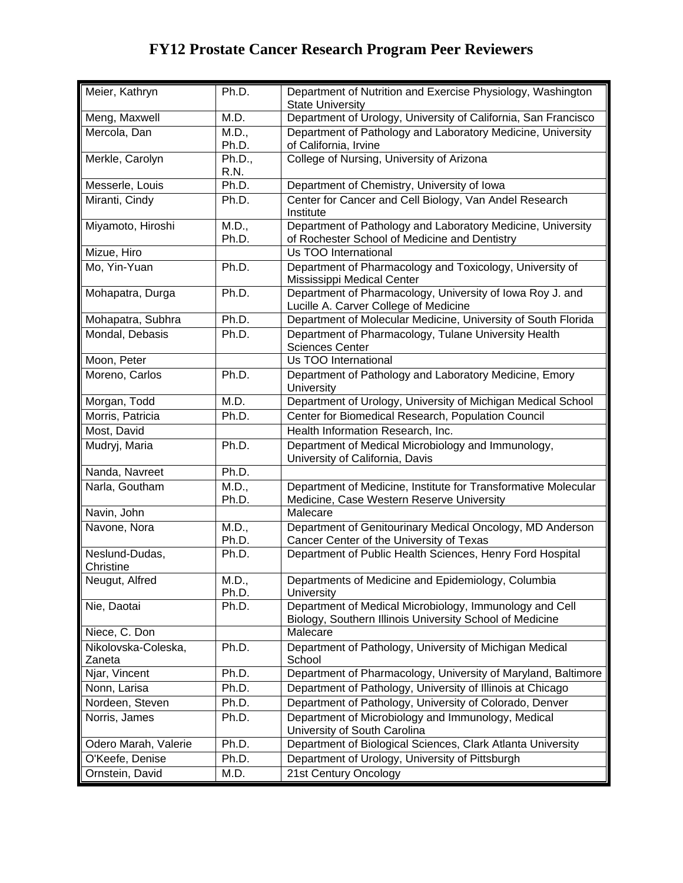# FY12 Prostate Cancer Research Program Peer Reviewers

| | | |
|---|---|---|
| Meier, Kathryn | Ph.D. | Department of Nutrition and Exercise Physiology, Washington State University |
| Meng, Maxwell | M.D. | Department of Urology, University of California, San Francisco |
| Mercola, Dan | M.D., Ph.D. | Department of Pathology and Laboratory Medicine, University of California, Irvine |
| Merkle, Carolyn | Ph.D., R.N. | College of Nursing, University of Arizona |
| Messerle, Louis | Ph.D. | Department of Chemistry, University of Iowa |
| Miranti, Cindy | Ph.D. | Center for Cancer and Cell Biology, Van Andel Research Institute |
| Miyamoto, Hiroshi | M.D., Ph.D. | Department of Pathology and Laboratory Medicine, University of Rochester School of Medicine and Dentistry |
| Mizue, Hiro | | Us TOO International |
| Mo, Yin-Yuan | Ph.D. | Department of Pharmacology and Toxicology, University of Mississippi Medical Center |
| Mohapatra, Durga | Ph.D. | Department of Pharmacology, University of Iowa Roy J. and Lucille A. Carver College of Medicine |
| Mohapatra, Subhra | Ph.D. | Department of Molecular Medicine, University of South Florida |
| Mondal, Debasis | Ph.D. | Department of Pharmacology, Tulane University Health Sciences Center |
| Moon, Peter | | Us TOO International |
| Moreno, Carlos | Ph.D. | Department of Pathology and Laboratory Medicine, Emory University |
| Morgan, Todd | M.D. | Department of Urology, University of Michigan Medical School |
| Morris, Patricia | Ph.D. | Center for Biomedical Research, Population Council |
| Most, David | | Health Information Research, Inc. |
| Mudryj, Maria | Ph.D. | Department of Medical Microbiology and Immunology, University of California, Davis |
| Nanda, Navreet | Ph.D. | |
| Narla, Goutham | M.D., Ph.D. | Department of Medicine, Institute for Transformative Molecular Medicine, Case Western Reserve University |
| Navin, John | | Malecare |
| Navone, Nora | M.D., Ph.D. | Department of Genitourinary Medical Oncology, MD Anderson Cancer Center of the University of Texas |
| Neslund-Dudas, Christine | Ph.D. | Department of Public Health Sciences, Henry Ford Hospital |
| Neugut, Alfred | M.D., Ph.D. | Departments of Medicine and Epidemiology, Columbia University |
| Nie, Daotai | Ph.D. | Department of Medical Microbiology, Immunology and Cell Biology, Southern Illinois University School of Medicine |
| Niece, C. Don | | Malecare |
| Nikolovska-Coleska, Zaneta | Ph.D. | Department of Pathology, University of Michigan Medical School |
| Njar, Vincent | Ph.D. | Department of Pharmacology, University of Maryland, Baltimore |
| Nonn, Larisa | Ph.D. | Department of Pathology, University of Illinois at Chicago |
| Nordeen, Steven | Ph.D. | Department of Pathology, University of Colorado, Denver |
| Norris, James | Ph.D. | Department of Microbiology and Immunology, Medical University of South Carolina |
| Odero Marah, Valerie | Ph.D. | Department of Biological Sciences, Clark Atlanta University |
| O'Keefe, Denise | Ph.D. | Department of Urology, University of Pittsburgh |
| Ornstein, David | M.D. | 21st Century Oncology |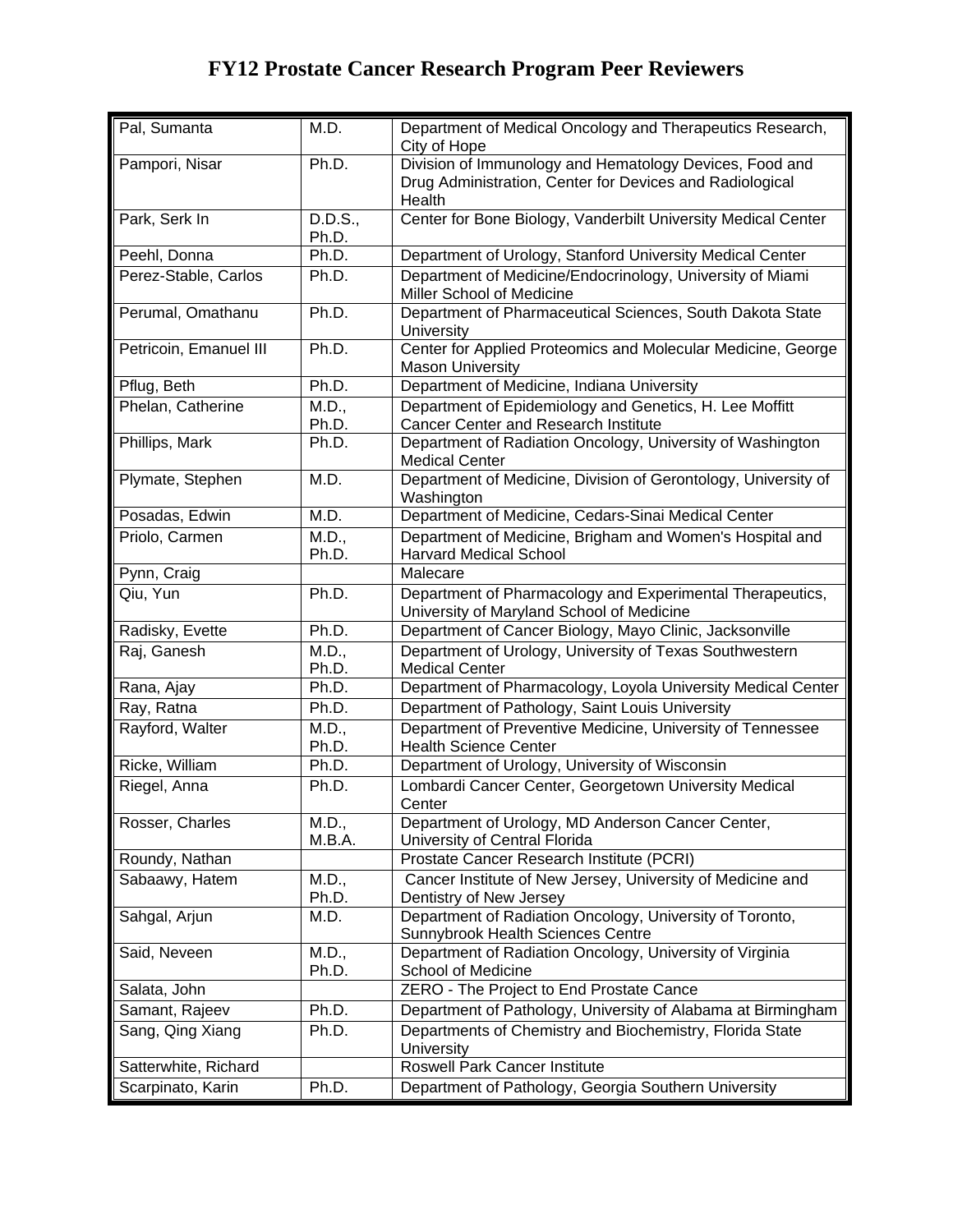# FY12 Prostate Cancer Research Program Peer Reviewers

| | | |
|---|---|---|
| Pal, Sumanta | M.D. | Department of Medical Oncology and Therapeutics Research, City of Hope |
| Pampori, Nisar | Ph.D. | Division of Immunology and Hematology Devices, Food and Drug Administration, Center for Devices and Radiological Health |
| Park, Serk In | D.D.S., Ph.D. | Center for Bone Biology, Vanderbilt University Medical Center |
| Peehl, Donna | Ph.D. | Department of Urology, Stanford University Medical Center |
| Perez-Stable, Carlos | Ph.D. | Department of Medicine/Endocrinology, University of Miami Miller School of Medicine |
| Perumal, Omathanu | Ph.D. | Department of Pharmaceutical Sciences, South Dakota State University |
| Petricoin, Emanuel III | Ph.D. | Center for Applied Proteomics and Molecular Medicine, George Mason University |
| Pflug, Beth | Ph.D. | Department of Medicine, Indiana University |
| Phelan, Catherine | M.D., Ph.D. | Department of Epidemiology and Genetics, H. Lee Moffitt Cancer Center and Research Institute |
| Phillips, Mark | Ph.D. | Department of Radiation Oncology, University of Washington Medical Center |
| Plymate, Stephen | M.D. | Department of Medicine, Division of Gerontology, University of Washington |
| Posadas, Edwin | M.D. | Department of Medicine, Cedars-Sinai Medical Center |
| Priolo, Carmen | M.D., Ph.D. | Department of Medicine, Brigham and Women's Hospital and Harvard Medical School |
| Pynn, Craig | | Malecare |
| Qiu, Yun | Ph.D. | Department of Pharmacology and Experimental Therapeutics, University of Maryland School of Medicine |
| Radisky, Evette | Ph.D. | Department of Cancer Biology, Mayo Clinic, Jacksonville |
| Raj, Ganesh | M.D., Ph.D. | Department of Urology, University of Texas Southwestern Medical Center |
| Rana, Ajay | Ph.D. | Department of Pharmacology, Loyola University Medical Center |
| Ray, Ratna | Ph.D. | Department of Pathology, Saint Louis University |
| Rayford, Walter | M.D., Ph.D. | Department of Preventive Medicine, University of Tennessee Health Science Center |
| Ricke, William | Ph.D. | Department of Urology, University of Wisconsin |
| Riegel, Anna | Ph.D. | Lombardi Cancer Center, Georgetown University Medical Center |
| Rosser, Charles | M.D., M.B.A. | Department of Urology, MD Anderson Cancer Center, University of Central Florida |
| Roundy, Nathan | | Prostate Cancer Research Institute (PCRI) |
| Sabaawy, Hatem | M.D., Ph.D. | Cancer Institute of New Jersey, University of Medicine and Dentistry of New Jersey |
| Sahgal, Arjun | M.D. | Department of Radiation Oncology, University of Toronto, Sunnybrook Health Sciences Centre |
| Said, Neveen | M.D., Ph.D. | Department of Radiation Oncology, University of Virginia School of Medicine |
| Salata, John | | ZERO - The Project to End Prostate Cance |
| Samant, Rajeev | Ph.D. | Department of Pathology, University of Alabama at Birmingham |
| Sang, Qing Xiang | Ph.D. | Departments of Chemistry and Biochemistry, Florida State University |
| Satterwhite, Richard | | Roswell Park Cancer Institute |
| Scarpinato, Karin | Ph.D. | Department of Pathology, Georgia Southern University |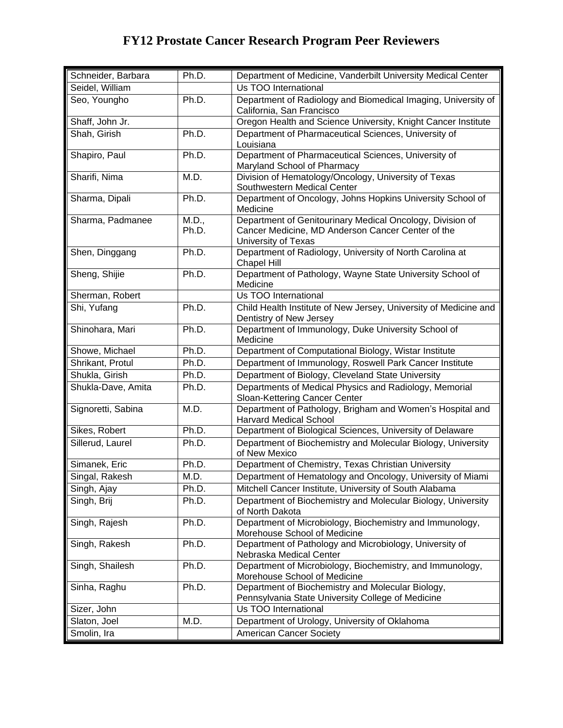# FY12 Prostate Cancer Research Program Peer Reviewers

| Name | Degree | Affiliation |
|---|---|---|
| Schneider, Barbara | Ph.D. | Department of Medicine, Vanderbilt University Medical Center |
| Seidel, William | | Us TOO International |
| Seo, Youngho | Ph.D. | Department of Radiology and Biomedical Imaging, University of California, San Francisco |
| Shaff, John Jr. | | Oregon Health and Science University, Knight Cancer Institute |
| Shah, Girish | Ph.D. | Department of Pharmaceutical Sciences, University of Louisiana |
| Shapiro, Paul | Ph.D. | Department of Pharmaceutical Sciences, University of Maryland School of Pharmacy |
| Sharifi, Nima | M.D. | Division of Hematology/Oncology, University of Texas Southwestern Medical Center |
| Sharma, Dipali | Ph.D. | Department of Oncology, Johns Hopkins University School of Medicine |
| Sharma, Padmanee | M.D., Ph.D. | Department of Genitourinary Medical Oncology, Division of Cancer Medicine, MD Anderson Cancer Center of the University of Texas |
| Shen, Dinggang | Ph.D. | Department of Radiology, University of North Carolina at Chapel Hill |
| Sheng, Shijie | Ph.D. | Department of Pathology, Wayne State University School of Medicine |
| Sherman, Robert | | Us TOO International |
| Shi, Yufang | Ph.D. | Child Health Institute of New Jersey, University of Medicine and Dentistry of New Jersey |
| Shinohara, Mari | Ph.D. | Department of Immunology, Duke University School of Medicine |
| Showe, Michael | Ph.D. | Department of Computational Biology, Wistar Institute |
| Shrikant, Protul | Ph.D. | Department of Immunology, Roswell Park Cancer Institute |
| Shukla, Girish | Ph.D. | Department of Biology, Cleveland State University |
| Shukla-Dave, Amita | Ph.D. | Departments of Medical Physics and Radiology, Memorial Sloan-Kettering Cancer Center |
| Signoretti, Sabina | M.D. | Department of Pathology, Brigham and Women's Hospital and Harvard Medical School |
| Sikes, Robert | Ph.D. | Department of Biological Sciences, University of Delaware |
| Sillerud, Laurel | Ph.D. | Department of Biochemistry and Molecular Biology, University of New Mexico |
| Simanek, Eric | Ph.D. | Department of Chemistry, Texas Christian University |
| Singal, Rakesh | M.D. | Department of Hematology and Oncology, University of Miami |
| Singh, Ajay | Ph.D. | Mitchell Cancer Institute, University of South Alabama |
| Singh, Brij | Ph.D. | Department of Biochemistry and Molecular Biology, University of North Dakota |
| Singh, Rajesh | Ph.D. | Department of Microbiology, Biochemistry and Immunology, Morehouse School of Medicine |
| Singh, Rakesh | Ph.D. | Department of Pathology and Microbiology, University of Nebraska Medical Center |
| Singh, Shailesh | Ph.D. | Department of Microbiology, Biochemistry, and Immunology, Morehouse School of Medicine |
| Sinha, Raghu | Ph.D. | Department of Biochemistry and Molecular Biology, Pennsylvania State University College of Medicine |
| Sizer, John | | Us TOO International |
| Slaton, Joel | M.D. | Department of Urology, University of Oklahoma |
| Smolin, Ira | | American Cancer Society |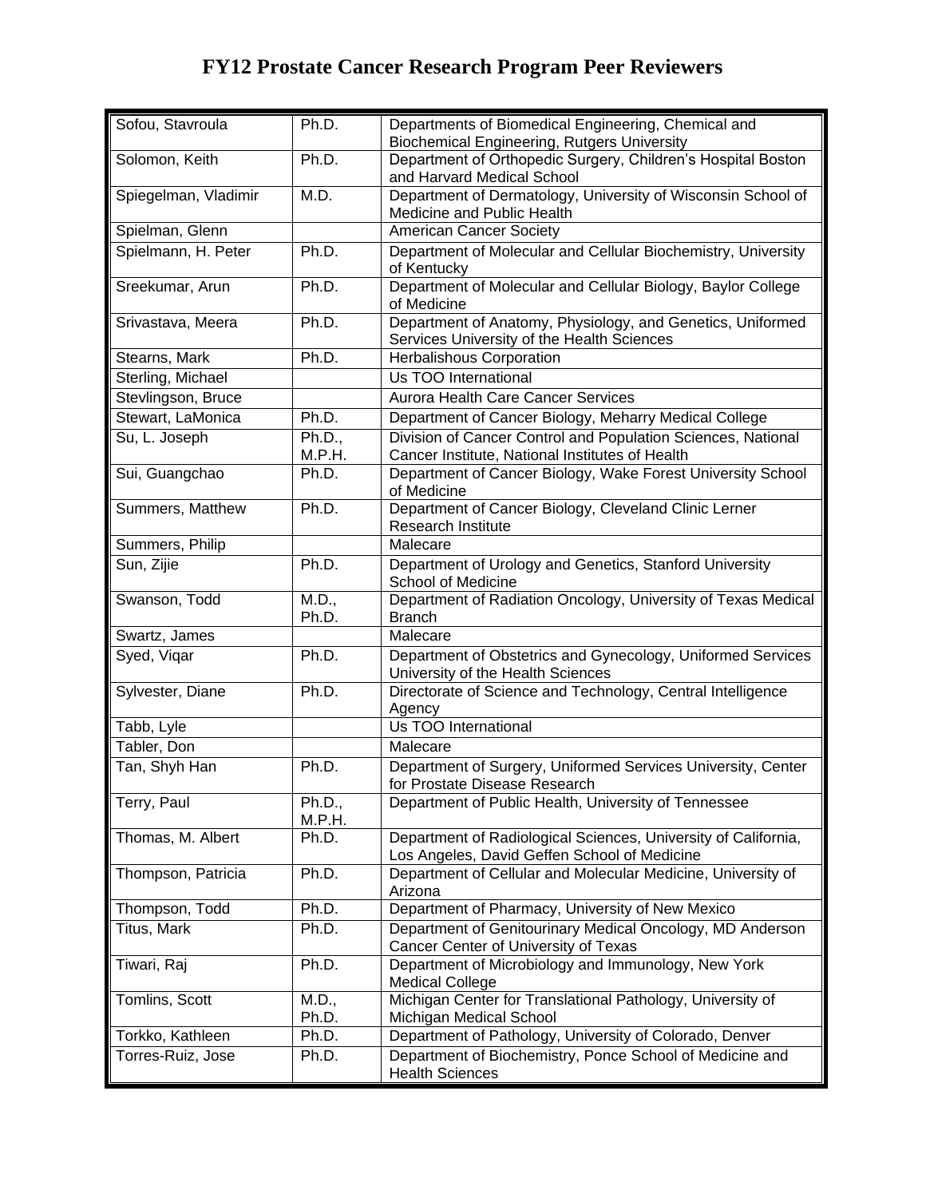# FY12 Prostate Cancer Research Program Peer Reviewers

| | | |
|---|---|---|
| Sofou, Stavroula | Ph.D. | Departments of Biomedical Engineering, Chemical and Biochemical Engineering, Rutgers University |
| Solomon, Keith | Ph.D. | Department of Orthopedic Surgery, Children's Hospital Boston and Harvard Medical School |
| Spiegelman, Vladimir | M.D. | Department of Dermatology, University of Wisconsin School of Medicine and Public Health |
| Spielman, Glenn | | American Cancer Society |
| Spielmann, H. Peter | Ph.D. | Department of Molecular and Cellular Biochemistry, University of Kentucky |
| Sreekumar, Arun | Ph.D. | Department of Molecular and Cellular Biology, Baylor College of Medicine |
| Srivastava, Meera | Ph.D. | Department of Anatomy, Physiology, and Genetics, Uniformed Services University of the Health Sciences |
| Stearns, Mark | Ph.D. | Herbalishous Corporation |
| Sterling, Michael | | Us TOO International |
| Stevlingson, Bruce | | Aurora Health Care Cancer Services |
| Stewart, LaMonica | Ph.D. | Department of Cancer Biology, Meharry Medical College |
| Su, L. Joseph | Ph.D., M.P.H. | Division of Cancer Control and Population Sciences, National Cancer Institute, National Institutes of Health |
| Sui, Guangchao | Ph.D. | Department of Cancer Biology, Wake Forest University School of Medicine |
| Summers, Matthew | Ph.D. | Department of Cancer Biology, Cleveland Clinic Lerner Research Institute |
| Summers, Philip | | Malecare |
| Sun, Zijie | Ph.D. | Department of Urology and Genetics, Stanford University School of Medicine |
| Swanson, Todd | M.D., Ph.D. | Department of Radiation Oncology, University of Texas Medical Branch |
| Swartz, James | | Malecare |
| Syed, Viqar | Ph.D. | Department of Obstetrics and Gynecology, Uniformed Services University of the Health Sciences |
| Sylvester, Diane | Ph.D. | Directorate of Science and Technology, Central Intelligence Agency |
| Tabb, Lyle | | Us TOO International |
| Tabler, Don | | Malecare |
| Tan, Shyh Han | Ph.D. | Department of Surgery, Uniformed Services University, Center for Prostate Disease Research |
| Terry, Paul | Ph.D., M.P.H. | Department of Public Health, University of Tennessee |
| Thomas, M. Albert | Ph.D. | Department of Radiological Sciences, University of California, Los Angeles, David Geffen School of Medicine |
| Thompson, Patricia | Ph.D. | Department of Cellular and Molecular Medicine, University of Arizona |
| Thompson, Todd | Ph.D. | Department of Pharmacy, University of New Mexico |
| Titus, Mark | Ph.D. | Department of Genitourinary Medical Oncology, MD Anderson Cancer Center of University of Texas |
| Tiwari, Raj | Ph.D. | Department of Microbiology and Immunology, New York Medical College |
| Tomlins, Scott | M.D., Ph.D. | Michigan Center for Translational Pathology, University of Michigan Medical School |
| Torkko, Kathleen | Ph.D. | Department of Pathology, University of Colorado, Denver |
| Torres-Ruiz, Jose | Ph.D. | Department of Biochemistry, Ponce School of Medicine and Health Sciences |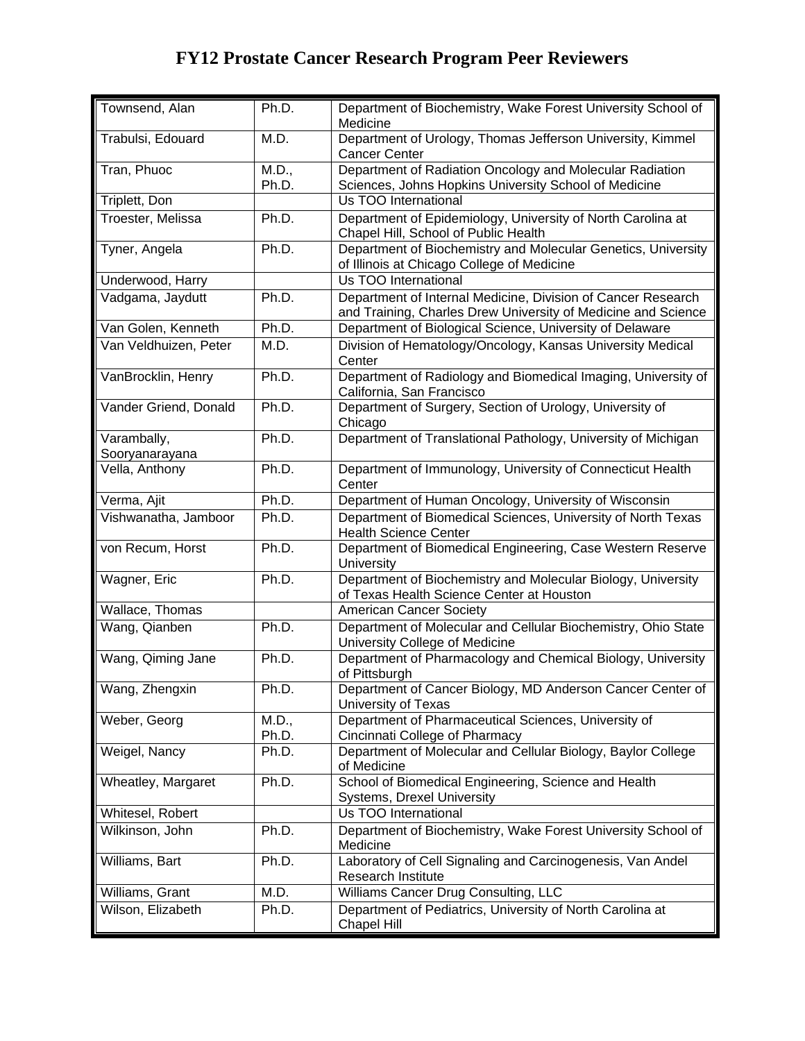# FY12 Prostate Cancer Research Program Peer Reviewers

| Name | Degree | Affiliation |
|---|---|---|
| Townsend, Alan | Ph.D. | Department of Biochemistry, Wake Forest University School of Medicine |
| Trabulsi, Edouard | M.D. | Department of Urology, Thomas Jefferson University, Kimmel Cancer Center |
| Tran, Phuoc | M.D., Ph.D. | Department of Radiation Oncology and Molecular Radiation Sciences, Johns Hopkins University School of Medicine |
| Triplett, Don | | Us TOO International |
| Troester, Melissa | Ph.D. | Department of Epidemiology, University of North Carolina at Chapel Hill, School of Public Health |
| Tyner, Angela | Ph.D. | Department of Biochemistry and Molecular Genetics, University of Illinois at Chicago College of Medicine |
| Underwood, Harry | | Us TOO International |
| Vadgama, Jaydutt | Ph.D. | Department of Internal Medicine, Division of Cancer Research and Training, Charles Drew University of Medicine and Science |
| Van Golen, Kenneth | Ph.D. | Department of Biological Science, University of Delaware |
| Van Veldhuizen, Peter | M.D. | Division of Hematology/Oncology, Kansas University Medical Center |
| VanBrocklin, Henry | Ph.D. | Department of Radiology and Biomedical Imaging, University of California, San Francisco |
| Vander Griend, Donald | Ph.D. | Department of Surgery, Section of Urology, University of Chicago |
| Varambally, Sooryanarayana | Ph.D. | Department of Translational Pathology, University of Michigan |
| Vella, Anthony | Ph.D. | Department of Immunology, University of Connecticut Health Center |
| Verma, Ajit | Ph.D. | Department of Human Oncology, University of Wisconsin |
| Vishwanatha, Jamboor | Ph.D. | Department of Biomedical Sciences, University of North Texas Health Science Center |
| von Recum, Horst | Ph.D. | Department of Biomedical Engineering, Case Western Reserve University |
| Wagner, Eric | Ph.D. | Department of Biochemistry and Molecular Biology, University of Texas Health Science Center at Houston |
| Wallace, Thomas | | American Cancer Society |
| Wang, Qianben | Ph.D. | Department of Molecular and Cellular Biochemistry, Ohio State University College of Medicine |
| Wang, Qiming Jane | Ph.D. | Department of Pharmacology and Chemical Biology, University of Pittsburgh |
| Wang, Zhengxin | Ph.D. | Department of Cancer Biology, MD Anderson Cancer Center of University of Texas |
| Weber, Georg | M.D., Ph.D. | Department of Pharmaceutical Sciences, University of Cincinnati College of Pharmacy |
| Weigel, Nancy | Ph.D. | Department of Molecular and Cellular Biology, Baylor College of Medicine |
| Wheatley, Margaret | Ph.D. | School of Biomedical Engineering, Science and Health Systems, Drexel University |
| Whitesel, Robert | | Us TOO International |
| Wilkinson, John | Ph.D. | Department of Biochemistry, Wake Forest University School of Medicine |
| Williams, Bart | Ph.D. | Laboratory of Cell Signaling and Carcinogenesis, Van Andel Research Institute |
| Williams, Grant | M.D. | Williams Cancer Drug Consulting, LLC |
| Wilson, Elizabeth | Ph.D. | Department of Pediatrics, University of North Carolina at Chapel Hill |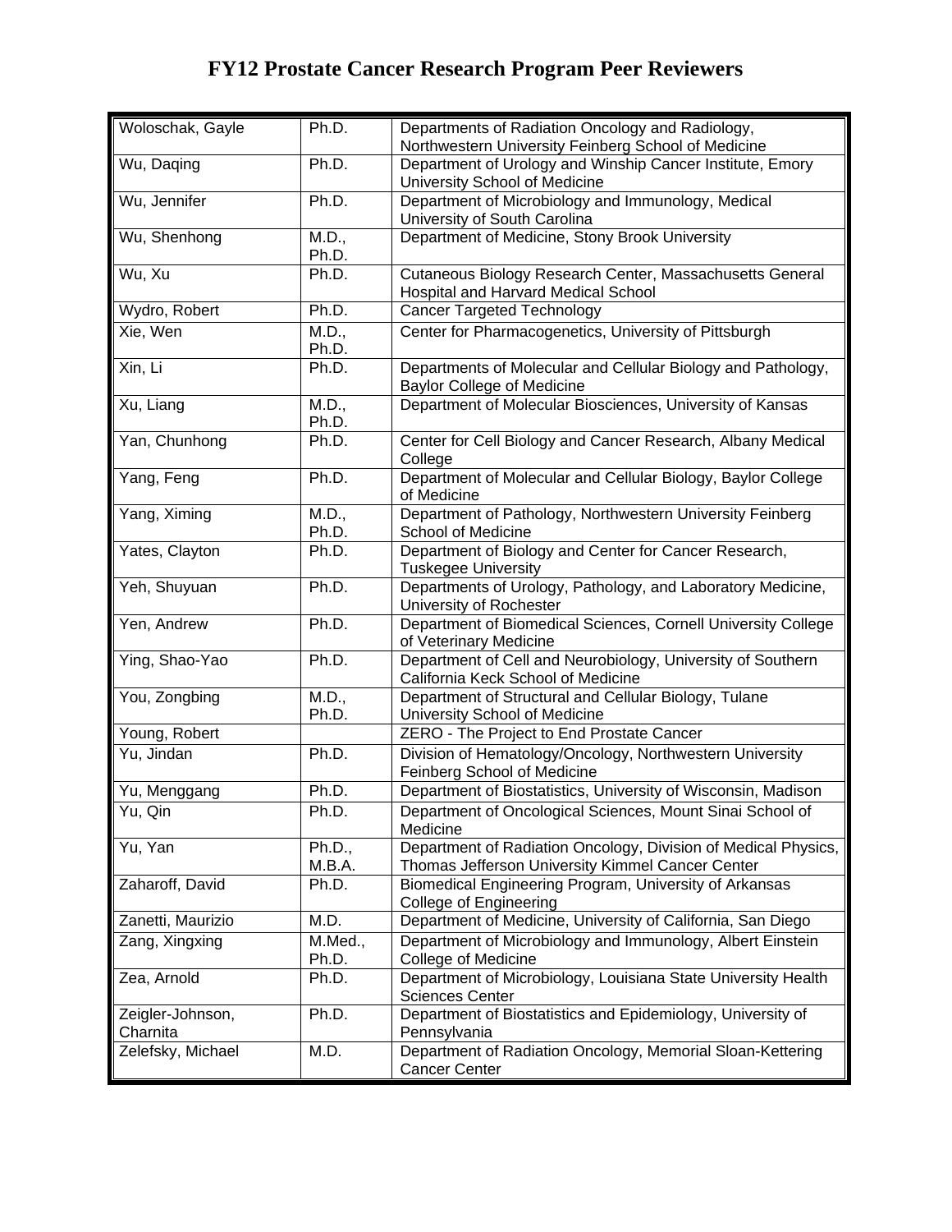# FY12 Prostate Cancer Research Program Peer Reviewers

| Name | Degree | Affiliation |
|---|---|---|
| Woloschak, Gayle | Ph.D. | Departments of Radiation Oncology and Radiology, Northwestern University Feinberg School of Medicine |
| Wu, Daqing | Ph.D. | Department of Urology and Winship Cancer Institute, Emory University School of Medicine |
| Wu, Jennifer | Ph.D. | Department of Microbiology and Immunology, Medical University of South Carolina |
| Wu, Shenhong | M.D., Ph.D. | Department of Medicine, Stony Brook University |
| Wu, Xu | Ph.D. | Cutaneous Biology Research Center, Massachusetts General Hospital and Harvard Medical School |
| Wydro, Robert | Ph.D. | Cancer Targeted Technology |
| Xie, Wen | M.D., Ph.D. | Center for Pharmacogenetics, University of Pittsburgh |
| Xin, Li | Ph.D. | Departments of Molecular and Cellular Biology and Pathology, Baylor College of Medicine |
| Xu, Liang | M.D., Ph.D. | Department of Molecular Biosciences, University of Kansas |
| Yan, Chunhong | Ph.D. | Center for Cell Biology and Cancer Research, Albany Medical College |
| Yang, Feng | Ph.D. | Department of Molecular and Cellular Biology, Baylor College of Medicine |
| Yang, Ximing | M.D., Ph.D. | Department of Pathology, Northwestern University Feinberg School of Medicine |
| Yates, Clayton | Ph.D. | Department of Biology and Center for Cancer Research, Tuskegee University |
| Yeh, Shuyuan | Ph.D. | Departments of Urology, Pathology, and Laboratory Medicine, University of Rochester |
| Yen, Andrew | Ph.D. | Department of Biomedical Sciences, Cornell University College of Veterinary Medicine |
| Ying, Shao-Yao | Ph.D. | Department of Cell and Neurobiology, University of Southern California Keck School of Medicine |
| You, Zongbing | M.D., Ph.D. | Department of Structural and Cellular Biology, Tulane University School of Medicine |
| Young, Robert | | ZERO - The Project to End Prostate Cancer |
| Yu, Jindan | Ph.D. | Division of Hematology/Oncology, Northwestern University Feinberg School of Medicine |
| Yu, Menggang | Ph.D. | Department of Biostatistics, University of Wisconsin, Madison |
| Yu, Qin | Ph.D. | Department of Oncological Sciences, Mount Sinai School of Medicine |
| Yu, Yan | Ph.D., M.B.A. | Department of Radiation Oncology, Division of Medical Physics, Thomas Jefferson University Kimmel Cancer Center |
| Zaharoff, David | Ph.D. | Biomedical Engineering Program, University of Arkansas College of Engineering |
| Zanetti, Maurizio | M.D. | Department of Medicine, University of California, San Diego |
| Zang, Xingxing | M.Med., Ph.D. | Department of Microbiology and Immunology, Albert Einstein College of Medicine |
| Zea, Arnold | Ph.D. | Department of Microbiology, Louisiana State University Health Sciences Center |
| Zeigler-Johnson, Charnita | Ph.D. | Department of Biostatistics and Epidemiology, University of Pennsylvania |
| Zelefsky, Michael | M.D. | Department of Radiation Oncology, Memorial Sloan-Kettering Cancer Center |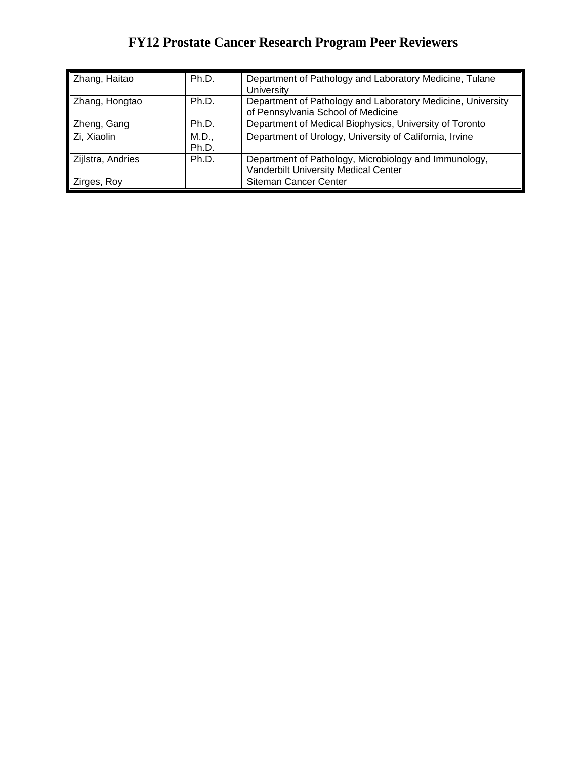# FY12 Prostate Cancer Research Program Peer Reviewers

| | | |
|---|---|---|
| Zhang, Haitao | Ph.D. | Department of Pathology and Laboratory Medicine, Tulane University |
| Zhang, Hongtao | Ph.D. | Department of Pathology and Laboratory Medicine, University of Pennsylvania School of Medicine |
| Zheng, Gang | Ph.D. | Department of Medical Biophysics, University of Toronto |
| Zi, Xiaolin | M.D., Ph.D. | Department of Urology, University of California, Irvine |
| Zijlstra, Andries | Ph.D. | Department of Pathology, Microbiology and Immunology, Vanderbilt University Medical Center |
| Zirges, Roy | | Siteman Cancer Center |